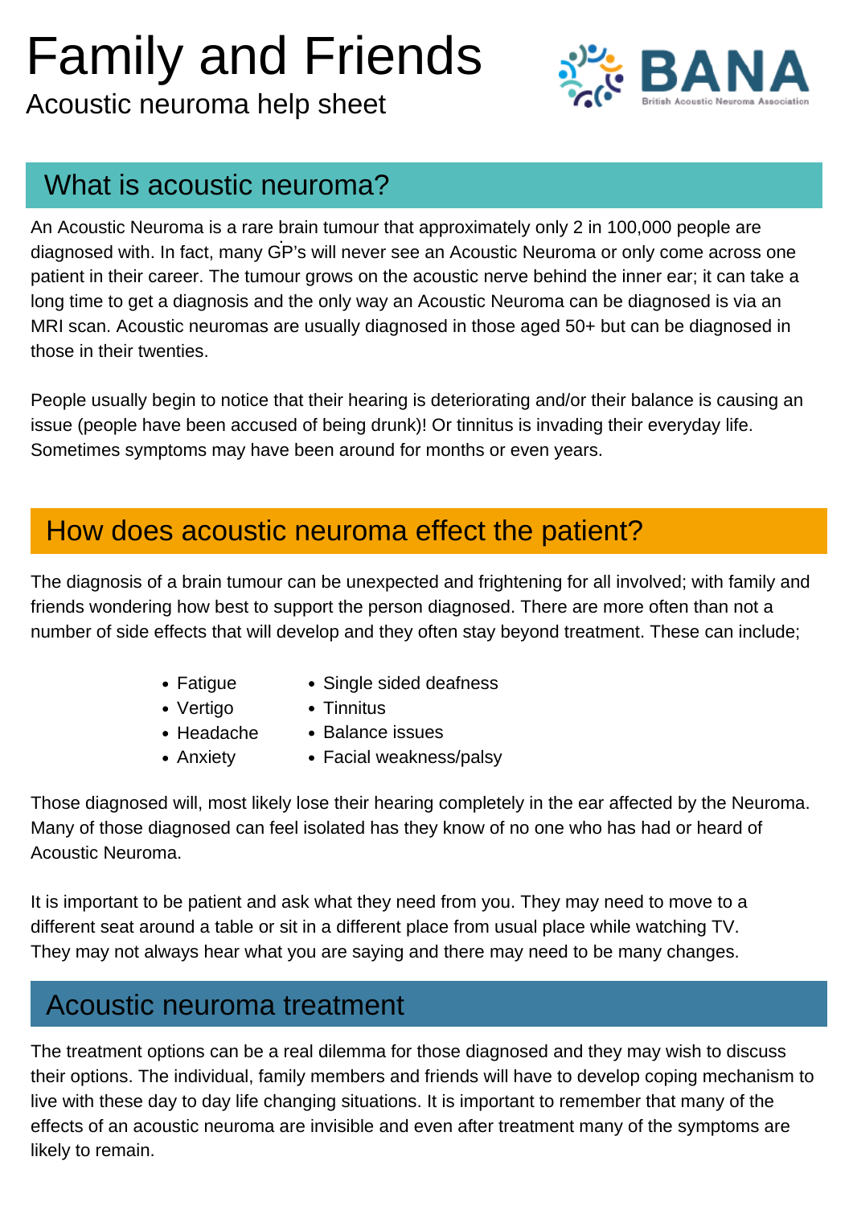# Family and Friends

Acoustic neuroma help sheet

BANA
British Acoustic Neuroma Association

## What is acoustic neuroma?

An Acoustic Neuroma is a rare brain tumour that approximately only 2 in 100,000 people are diagnosed with. In fact, many GP's will never see an Acoustic Neuroma or only come across one patient in their career. The tumour grows on the acoustic nerve behind the inner ear; it can take a long time to get a diagnosis and the only way an Acoustic Neuroma can be diagnosed is via an MRI scan. Acoustic neuromas are usually diagnosed in those aged 50+ but can be diagnosed in those in their twenties.

People usually begin to notice that their hearing is deteriorating and/or their balance is causing an issue (people have been accused of being drunk)! Or tinnitus is invading their everyday life. Sometimes symptoms may have been around for months or even years.

## How does acoustic neuroma effect the patient?

The diagnosis of a brain tumour can be unexpected and frightening for all involved; with family and friends wondering how best to support the person diagnosed. There are more often than not a number of side effects that will develop and they often stay beyond treatment. These can include;

- Fatigue
- Vertigo
- Headache
- Anxiety
- Single sided deafness
- Tinnitus
- Balance issues
- Facial weakness/palsy

Those diagnosed will, most likely lose their hearing completely in the ear affected by the Neuroma. Many of those diagnosed can feel isolated has they know of no one who has had or heard of Acoustic Neuroma.

It is important to be patient and ask what they need from you. They may need to move to a different seat around a table or sit in a different place from usual place while watching TV. They may not always hear what you are saying and there may need to be many changes.

## Acoustic neuroma treatment

The treatment options can be a real dilemma for those diagnosed and they may wish to discuss their options. The individual, family members and friends will have to develop coping mechanism to live with these day to day life changing situations. It is important to remember that many of the effects of an acoustic neuroma are invisible and even after treatment many of the symptoms are likely to remain.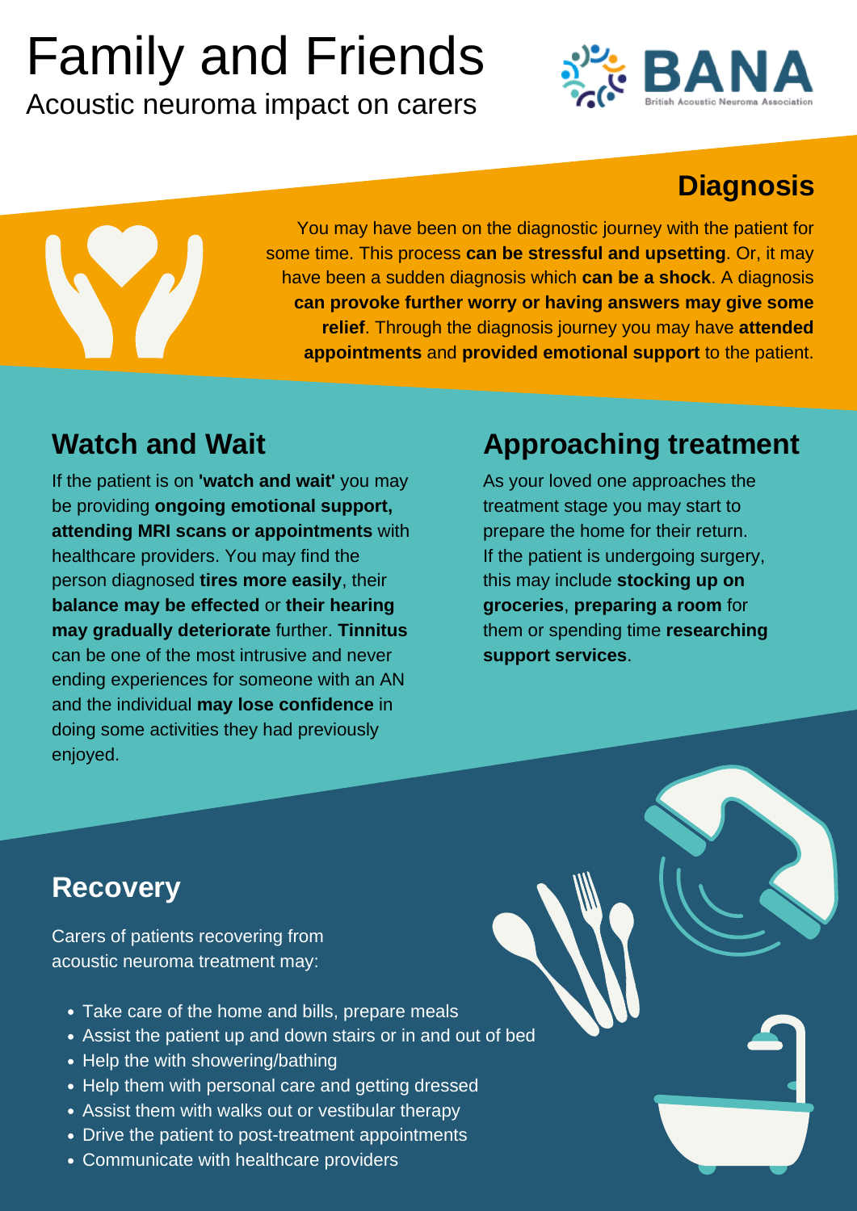# Family and Friends

Acoustic neuroma impact on carers

BANA
British Acoustic Neuroma Association

## Diagnosis

You may have been on the diagnostic journey with the patient for some time. This process **can be stressful and upsetting**. Or, it may have been a sudden diagnosis which **can be a shock**. A diagnosis **can provoke further worry or having answers may give some relief**. Through the diagnosis journey you may have **attended appointments** and **provided emotional support** to the patient.

## Watch and Wait

If the patient is on **'watch and wait'** you may be providing **ongoing emotional support, attending MRI scans or appointments** with healthcare providers. You may find the person diagnosed **tires more easily**, their **balance may be effected** or **their hearing may gradually deteriorate** further. **Tinnitus** can be one of the most intrusive and never ending experiences for someone with an AN and the individual **may lose confidence** in doing some activities they had previously enjoyed.

## Approaching treatment

As your loved one approaches the treatment stage you may start to prepare the home for their return. If the patient is undergoing surgery, this may include **stocking up on groceries**, **preparing a room** for them or spending time **researching support services**.

## Recovery

Carers of patients recovering from acoustic neuroma treatment may:

- Take care of the home and bills, prepare meals
- Assist the patient up and down stairs or in and out of bed
- Help the with showering/bathing
- Help them with personal care and getting dressed
- Assist them with walks out or vestibular therapy
- Drive the patient to post-treatment appointments
- Communicate with healthcare providers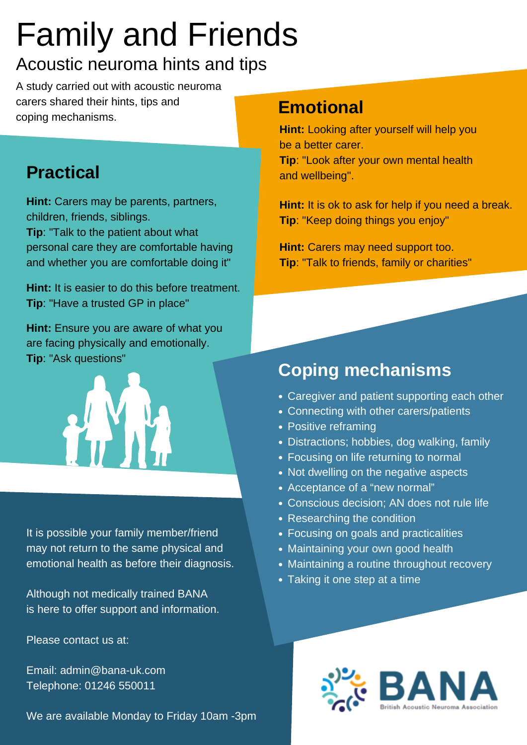# Family and Friends

## Acoustic neuroma hints and tips

A study carried out with acoustic neuroma carers shared their hints, tips and coping mechanisms.

## Practical

**Hint:** Carers may be parents, partners, children, friends, siblings.
**Tip**: "Talk to the patient about what personal care they are comfortable having and whether you are comfortable doing it"

**Hint:** It is easier to do this before treatment.
**Tip**: "Have a trusted GP in place"

**Hint:** Ensure you are aware of what you are facing physically and emotionally.
**Tip**: "Ask questions"

## Emotional

**Hint:** Looking after yourself will help you be a better carer.
**Tip**: "Look after your own mental health and wellbeing".

**Hint:** It is ok to ask for help if you need a break.
**Tip**: "Keep doing things you enjoy"

**Hint:** Carers may need support too.
**Tip**: "Talk to friends, family or charities"

## Coping mechanisms

- Caregiver and patient supporting each other
- Connecting with other carers/patients
- Positive reframing
- Distractions; hobbies, dog walking, family
- Focusing on life returning to normal
- Not dwelling on the negative aspects
- Acceptance of a "new normal"
- Conscious decision; AN does not rule life
- Researching the condition
- Focusing on goals and practicalities
- Maintaining your own good health
- Maintaining a routine throughout recovery
- Taking it one step at a time

It is possible your family member/friend may not return to the same physical and emotional health as before their diagnosis.

Although not medically trained BANA is here to offer support and information.

Please contact us at:

Email: admin@bana-uk.com
Telephone: 01246 550011

We are available Monday to Friday 10am -3pm

BANA
British Acoustic Neuroma Association